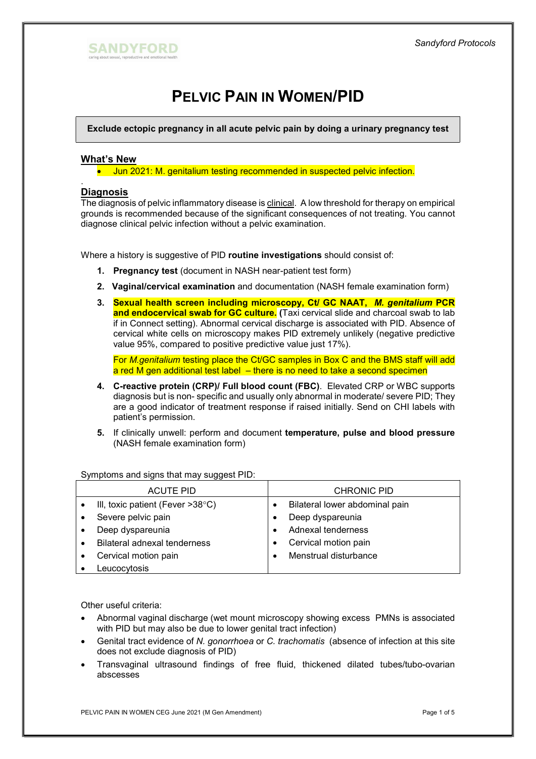# PELVIC PAIN IN WOMEN/PID

**Exclude ectopic pregnancy in all acute pelvic pain by doing a urinary pregnancy test**

## What's New

- Jun 2021: M. genitalium testing recommended in suspected pelvic infection.

## Diagnosis

The diagnosis of pelvic inflammatory disease is clinical. A low threshold for therapy on empirical grounds is recommended because of the significant consequences of not treating. You cannot diagnose clinical pelvic infection without a pelvic examination.

Where a history is suggestive of PID **routine investigations** should consist of:

1. **Pregnancy test** (document in NASH near-patient test form)
2. **Vaginal/cervical examination** and documentation (NASH female examination form)
3. **Sexual health screen including microscopy, Ct/ GC NAAT, *M. genitalium* PCR and endocervical swab for GC culture.** (Taxi cervical slide and charcoal swab to lab if in Connect setting). Abnormal cervical discharge is associated with PID. Absence of cervical white cells on microscopy makes PID extremely unlikely (negative predictive value 95%, compared to positive predictive value just 17%).

   For *M.genitalium* testing place the Ct/GC samples in Box C and the BMS staff will add a red M gen additional test label – there is no need to take a second specimen
4. **C-reactive protein (CRP)/ Full blood count (FBC)**. Elevated CRP or WBC supports diagnosis but is non- specific and usually only abnormal in moderate/ severe PID; They are a good indicator of treatment response if raised initially. Send on CHI labels with patient's permission.
5. If clinically unwell: perform and document **temperature, pulse and blood pressure** (NASH female examination form)

Symptoms and signs that may suggest PID:

| ACUTE PID | CHRONIC PID |
|---|---|
| • Ill, toxic patient (Fever >38°C) | • Bilateral lower abdominal pain |
| • Severe pelvic pain | • Deep dyspareunia |
| • Deep dyspareunia | • Adnexal tenderness |
| • Bilateral adnexal tenderness | • Cervical motion pain |
| • Cervical motion pain | • Menstrual disturbance |
| • Leucocytosis | |

Other useful criteria:

- Abnormal vaginal discharge (wet mount microscopy showing excess PMNs is associated with PID but may also be due to lower genital tract infection)
- Genital tract evidence of *N. gonorrhoea* or *C. trachomatis* (absence of infection at this site does not exclude diagnosis of PID)
- Transvaginal ultrasound findings of free fluid, thickened dilated tubes/tubo-ovarian abscesses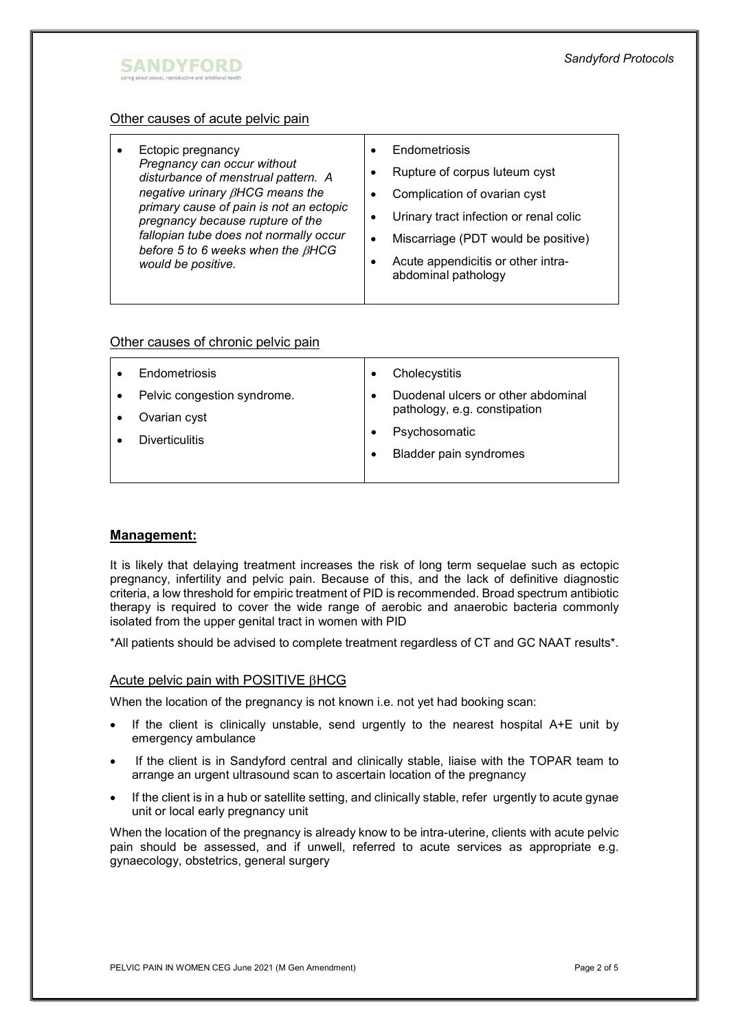## Other causes of acute pelvic pain

- Ectopic pregnancy
  *Pregnancy can occur without disturbance of menstrual pattern. A negative urinary βHCG means the primary cause of pain is not an ectopic pregnancy because rupture of the fallopian tube does not normally occur before 5 to 6 weeks when the βHCG would be positive.*
- Endometriosis
- Rupture of corpus luteum cyst
- Complication of ovarian cyst
- Urinary tract infection or renal colic
- Miscarriage (PDT would be positive)
- Acute appendicitis or other intra-abdominal pathology

## Other causes of chronic pelvic pain

- Endometriosis
- Pelvic congestion syndrome.
- Ovarian cyst
- Diverticulitis
- Cholecystitis
- Duodenal ulcers or other abdominal pathology, e.g. constipation
- Psychosomatic
- Bladder pain syndromes

## **Management:**

It is likely that delaying treatment increases the risk of long term sequelae such as ectopic pregnancy, infertility and pelvic pain. Because of this, and the lack of definitive diagnostic criteria, a low threshold for empiric treatment of PID is recommended. Broad spectrum antibiotic therapy is required to cover the wide range of aerobic and anaerobic bacteria commonly isolated from the upper genital tract in women with PID

*All patients should be advised to complete treatment regardless of CT and GC NAAT results*.

### Acute pelvic pain with POSITIVE βHCG

When the location of the pregnancy is not known i.e. not yet had booking scan:

- If the client is clinically unstable, send urgently to the nearest hospital A+E unit by emergency ambulance
- If the client is in Sandyford central and clinically stable, liaise with the TOPAR team to arrange an urgent ultrasound scan to ascertain location of the pregnancy
- If the client is in a hub or satellite setting, and clinically stable, refer urgently to acute gynae unit or local early pregnancy unit

When the location of the pregnancy is already know to be intra-uterine, clients with acute pelvic pain should be assessed, and if unwell, referred to acute services as appropriate e.g. gynaecology, obstetrics, general surgery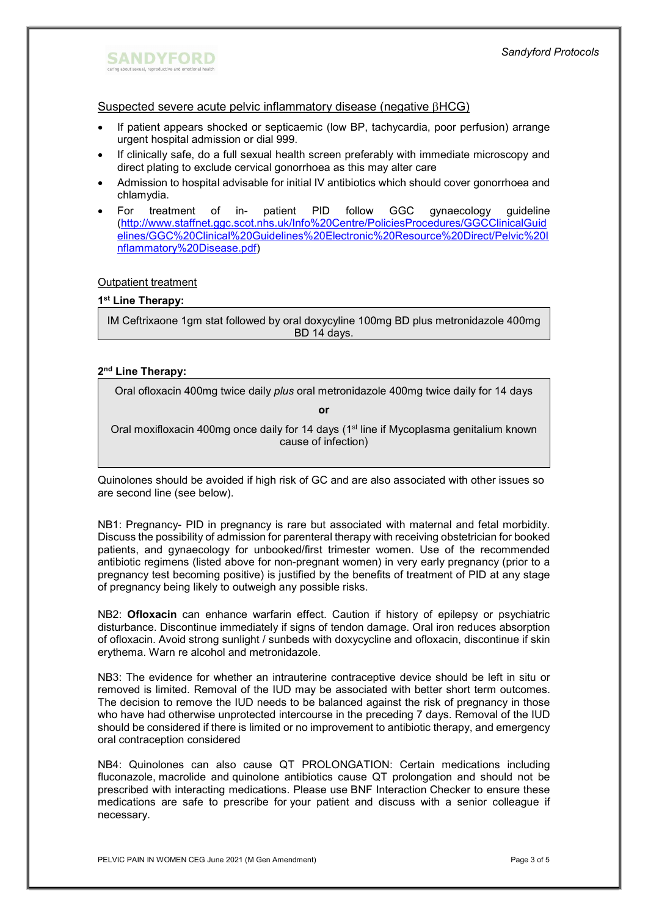## Suspected severe acute pelvic inflammatory disease (negative βHCG)

- If patient appears shocked or septicaemic (low BP, tachycardia, poor perfusion) arrange urgent hospital admission or dial 999.
- If clinically safe, do a full sexual health screen preferably with immediate microscopy and direct plating to exclude cervical gonorrhoea as this may alter care
- Admission to hospital advisable for initial IV antibiotics which should cover gonorrhoea and chlamydia.
- For treatment of in- patient PID follow GGC gynaecology guideline (http://www.staffnet.ggc.scot.nhs.uk/Info%20Centre/PoliciesProcedures/GGCClinicalGuidelines/GGC%20Clinical%20Guidelines%20Electronic%20Resource%20Direct/Pelvic%20Inflammatory%20Disease.pdf)

### Outpatient treatment

**1st Line Therapy:**

| IM Ceftrixaone 1gm stat followed by oral doxycyline 100mg BD plus metronidazole 400mg BD 14 days. |
|---|

**2nd Line Therapy:**

| Oral ofloxacin 400mg twice daily *plus* oral metronidazole 400mg twice daily for 14 days<br>**or**<br>Oral moxifloxacin 400mg once daily for 14 days (1st line if Mycoplasma genitalium known cause of infection) |
|---|

Quinolones should be avoided if high risk of GC and are also associated with other issues so are second line (see below).

NB1: Pregnancy- PID in pregnancy is rare but associated with maternal and fetal morbidity. Discuss the possibility of admission for parenteral therapy with receiving obstetrician for booked patients, and gynaecology for unbooked/first trimester women. Use of the recommended antibiotic regimens (listed above for non-pregnant women) in very early pregnancy (prior to a pregnancy test becoming positive) is justified by the benefits of treatment of PID at any stage of pregnancy being likely to outweigh any possible risks.

NB2: **Ofloxacin** can enhance warfarin effect. Caution if history of epilepsy or psychiatric disturbance. Discontinue immediately if signs of tendon damage. Oral iron reduces absorption of ofloxacin. Avoid strong sunlight / sunbeds with doxycycline and ofloxacin, discontinue if skin erythema. Warn re alcohol and metronidazole.

NB3: The evidence for whether an intrauterine contraceptive device should be left in situ or removed is limited. Removal of the IUD may be associated with better short term outcomes. The decision to remove the IUD needs to be balanced against the risk of pregnancy in those who have had otherwise unprotected intercourse in the preceding 7 days. Removal of the IUD should be considered if there is limited or no improvement to antibiotic therapy, and emergency oral contraception considered

NB4: Quinolones can also cause QT PROLONGATION: Certain medications including fluconazole, macrolide and quinolone antibiotics cause QT prolongation and should not be prescribed with interacting medications. Please use BNF Interaction Checker to ensure these medications are safe to prescribe for your patient and discuss with a senior colleague if necessary.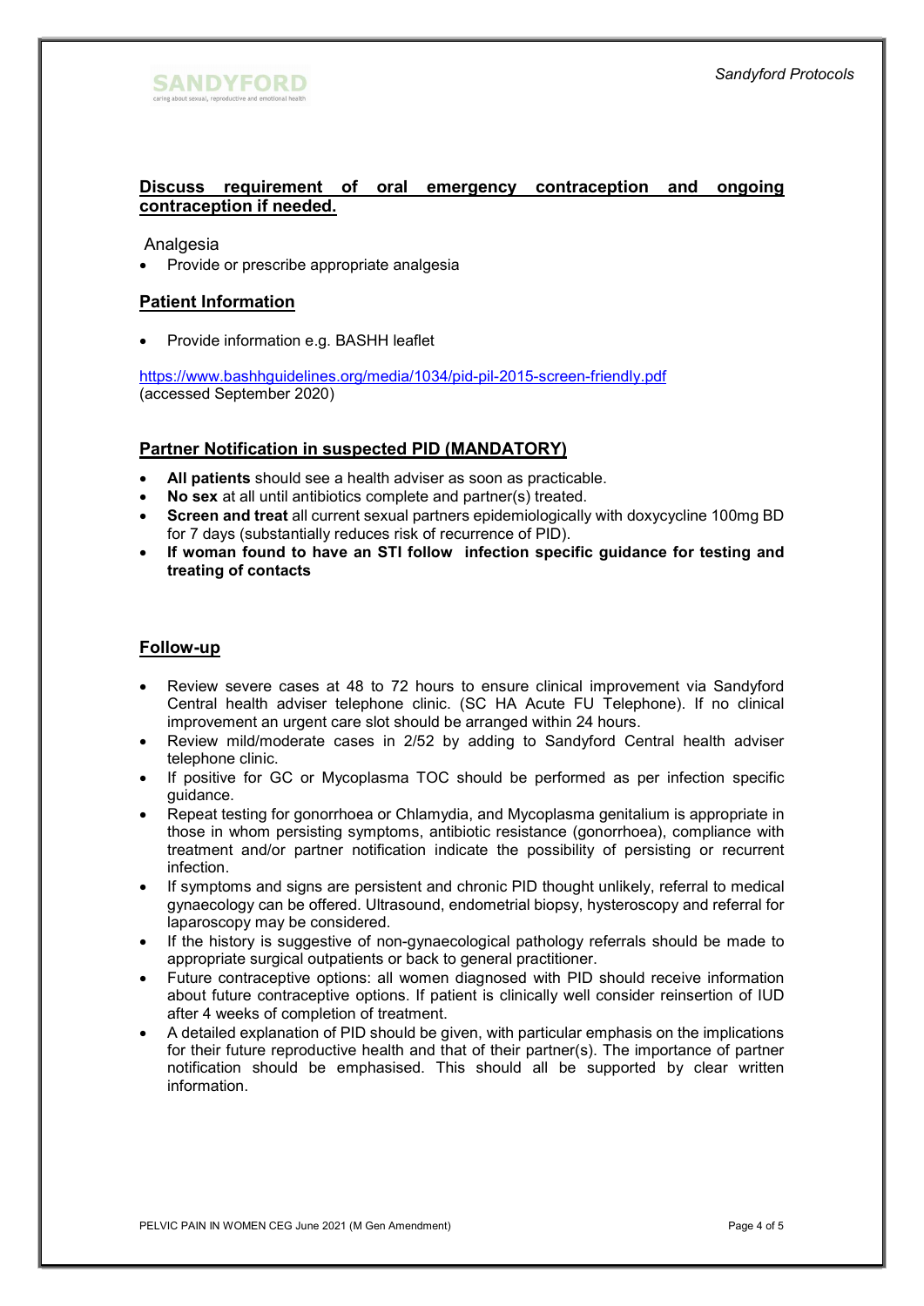**Discuss requirement of oral emergency contraception and ongoing contraception if needed.**

Analgesia

- Provide or prescribe appropriate analgesia

## Patient Information

- Provide information e.g. BASHH leaflet

https://www.bashhguidelines.org/media/1034/pid-pil-2015-screen-friendly.pdf (accessed September 2020)

## Partner Notification in suspected PID (MANDATORY)

- **All patients** should see a health adviser as soon as practicable.
- **No sex** at all until antibiotics complete and partner(s) treated.
- **Screen and treat** all current sexual partners epidemiologically with doxycycline 100mg BD for 7 days (substantially reduces risk of recurrence of PID).
- **If woman found to have an STI follow infection specific guidance for testing and treating of contacts**

## Follow-up

- Review severe cases at 48 to 72 hours to ensure clinical improvement via Sandyford Central health adviser telephone clinic. (SC HA Acute FU Telephone). If no clinical improvement an urgent care slot should be arranged within 24 hours.
- Review mild/moderate cases in 2/52 by adding to Sandyford Central health adviser telephone clinic.
- If positive for GC or Mycoplasma TOC should be performed as per infection specific guidance.
- Repeat testing for gonorrhoea or Chlamydia, and Mycoplasma genitalium is appropriate in those in whom persisting symptoms, antibiotic resistance (gonorrhoea), compliance with treatment and/or partner notification indicate the possibility of persisting or recurrent infection.
- If symptoms and signs are persistent and chronic PID thought unlikely, referral to medical gynaecology can be offered. Ultrasound, endometrial biopsy, hysteroscopy and referral for laparoscopy may be considered.
- If the history is suggestive of non-gynaecological pathology referrals should be made to appropriate surgical outpatients or back to general practitioner.
- Future contraceptive options: all women diagnosed with PID should receive information about future contraceptive options. If patient is clinically well consider reinsertion of IUD after 4 weeks of completion of treatment.
- A detailed explanation of PID should be given, with particular emphasis on the implications for their future reproductive health and that of their partner(s). The importance of partner notification should be emphasised. This should all be supported by clear written information.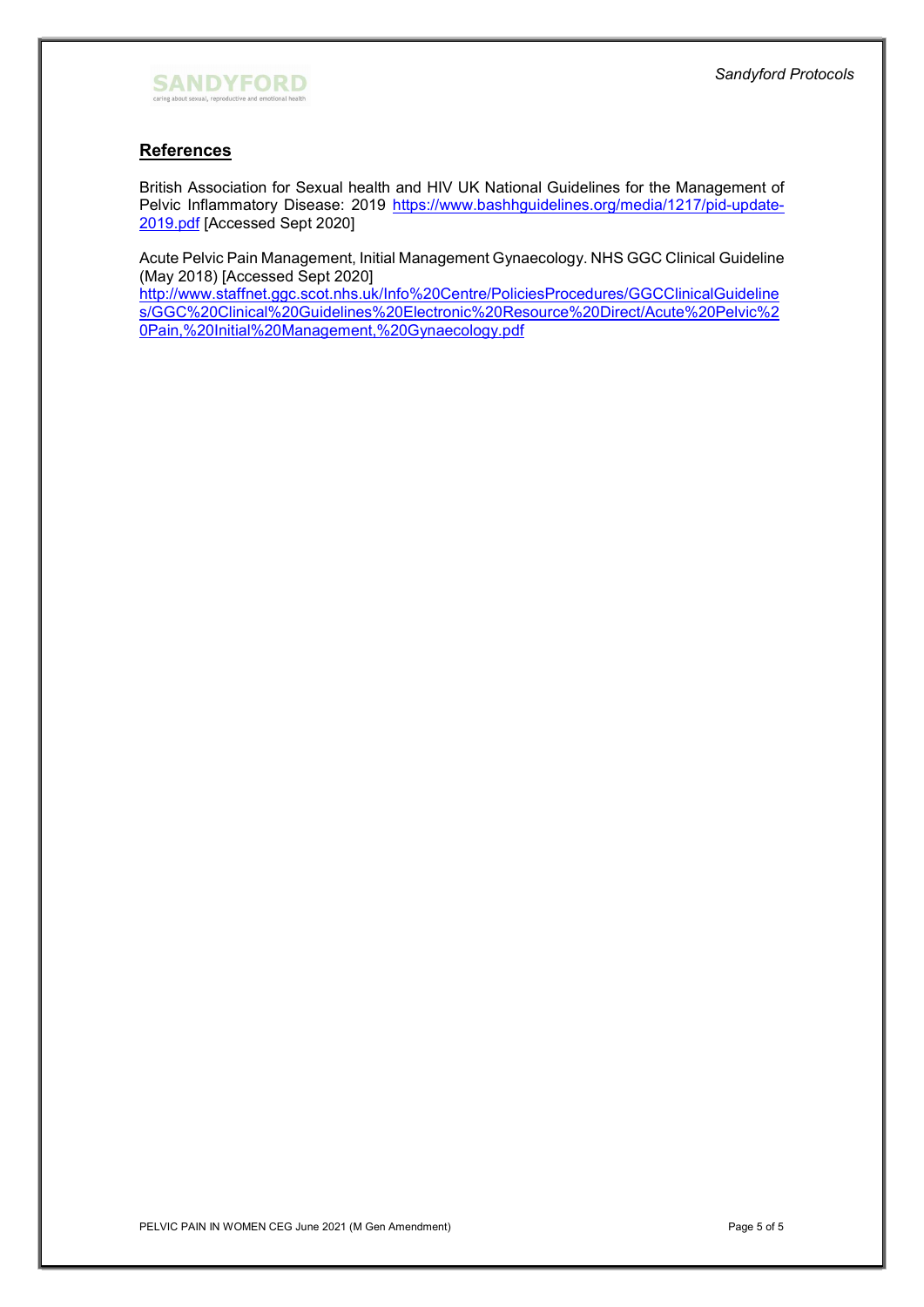## References

British Association for Sexual health and HIV UK National Guidelines for the Management of Pelvic Inflammatory Disease: 2019 https://www.bashhguidelines.org/media/1217/pid-update-2019.pdf [Accessed Sept 2020]

Acute Pelvic Pain Management, Initial Management Gynaecology. NHS GGC Clinical Guideline (May 2018) [Accessed Sept 2020]
http://www.staffnet.ggc.scot.nhs.uk/Info%20Centre/PoliciesProcedures/GGCClinicalGuidelines/GGC%20Clinical%20Guidelines%20Electronic%20Resource%20Direct/Acute%20Pelvic%20Pain,%20Initial%20Management,%20Gynaecology.pdf